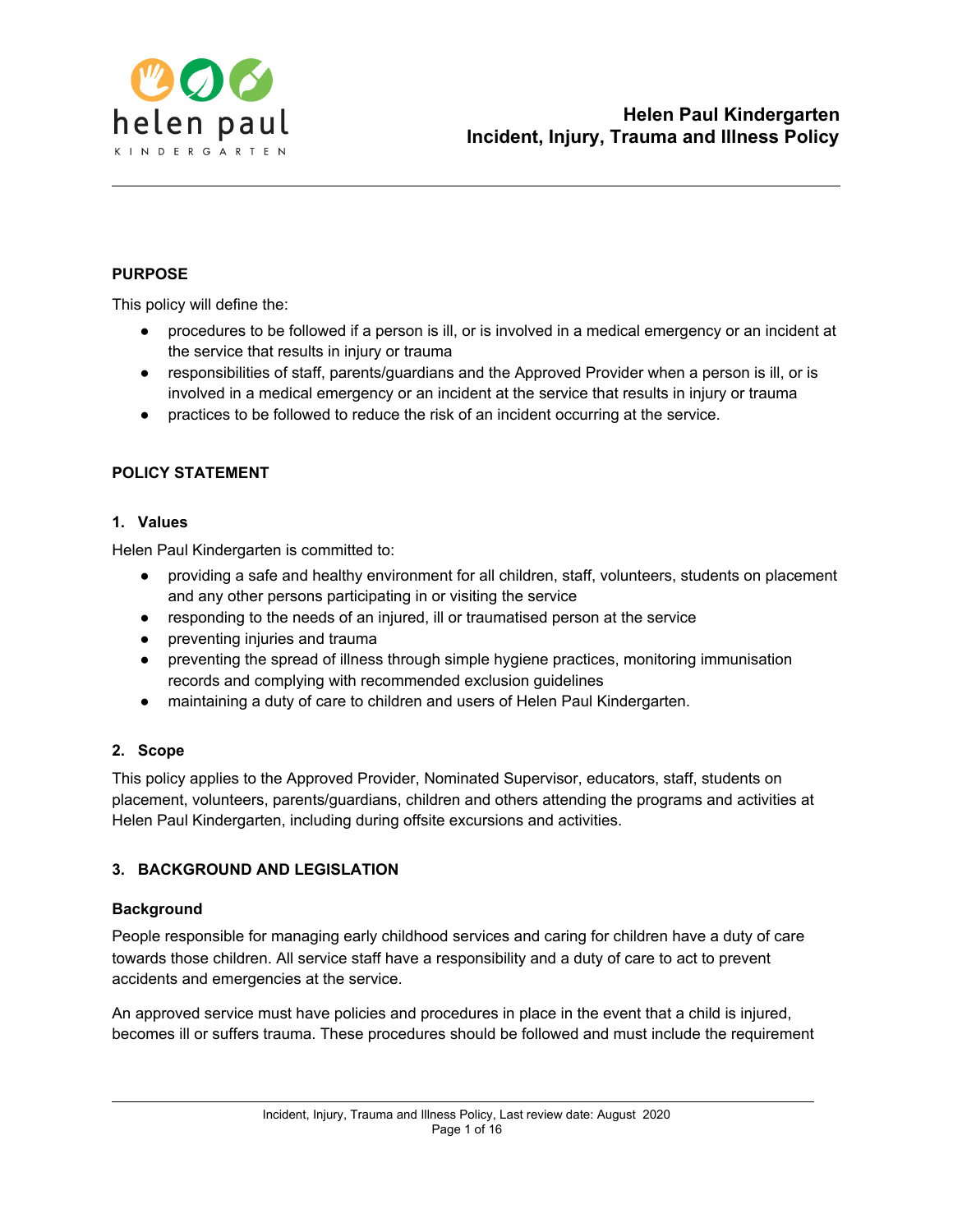# Helen Paul Kindergarten
# Incident, Injury, Trauma and Illness Policy

## PURPOSE

This policy will define the:

- procedures to be followed if a person is ill, or is involved in a medical emergency or an incident at the service that results in injury or trauma
- responsibilities of staff, parents/guardians and the Approved Provider when a person is ill, or is involved in a medical emergency or an incident at the service that results in injury or trauma
- practices to be followed to reduce the risk of an incident occurring at the service.

## POLICY STATEMENT

### 1. Values

Helen Paul Kindergarten is committed to:

- providing a safe and healthy environment for all children, staff, volunteers, students on placement and any other persons participating in or visiting the service
- responding to the needs of an injured, ill or traumatised person at the service
- preventing injuries and trauma
- preventing the spread of illness through simple hygiene practices, monitoring immunisation records and complying with recommended exclusion guidelines
- maintaining a duty of care to children and users of Helen Paul Kindergarten.

### 2. Scope

This policy applies to the Approved Provider, Nominated Supervisor, educators, staff, students on placement, volunteers, parents/guardians, children and others attending the programs and activities at Helen Paul Kindergarten, including during offsite excursions and activities.

### 3. BACKGROUND AND LEGISLATION

#### Background

People responsible for managing early childhood services and caring for children have a duty of care towards those children. All service staff have a responsibility and a duty of care to act to prevent accidents and emergencies at the service.

An approved service must have policies and procedures in place in the event that a child is injured, becomes ill or suffers trauma. These procedures should be followed and must include the requirement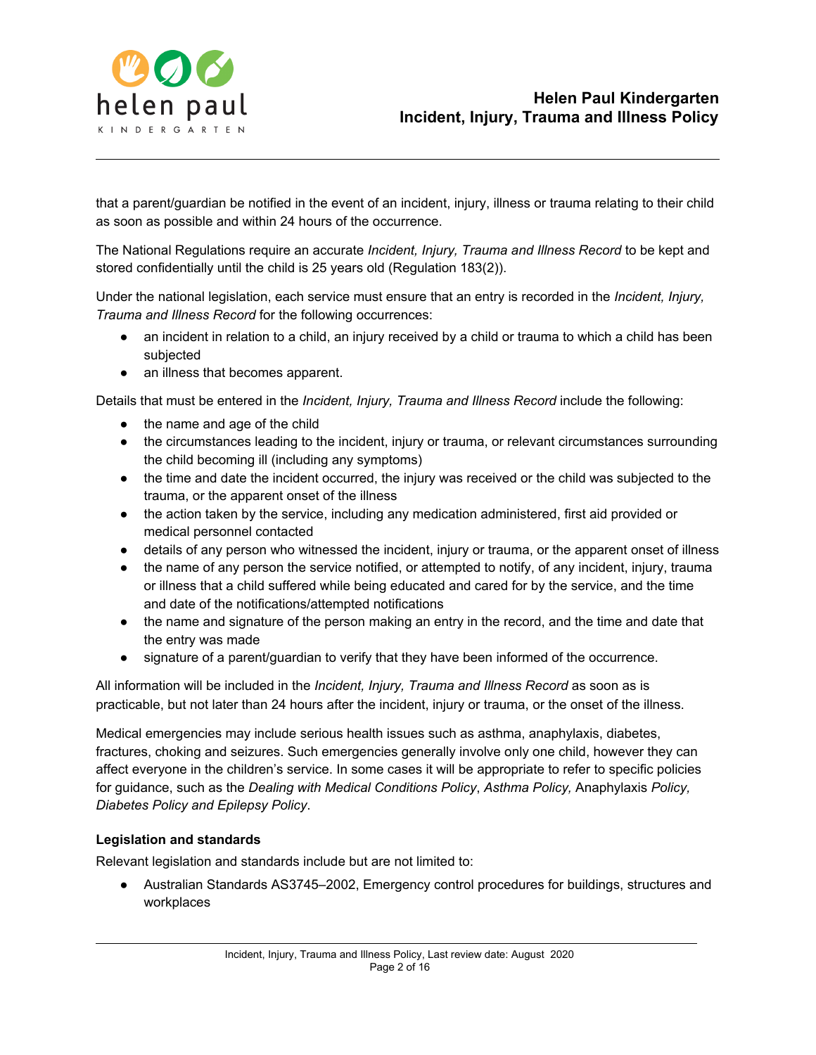that a parent/guardian be notified in the event of an incident, injury, illness or trauma relating to their child as soon as possible and within 24 hours of the occurrence.

The National Regulations require an accurate *Incident, Injury, Trauma and Illness Record* to be kept and stored confidentially until the child is 25 years old (Regulation 183(2)).

Under the national legislation, each service must ensure that an entry is recorded in the *Incident, Injury, Trauma and Illness Record* for the following occurrences:

- an incident in relation to a child, an injury received by a child or trauma to which a child has been subjected
- an illness that becomes apparent.

Details that must be entered in the *Incident, Injury, Trauma and Illness Record* include the following:

- the name and age of the child
- the circumstances leading to the incident, injury or trauma, or relevant circumstances surrounding the child becoming ill (including any symptoms)
- the time and date the incident occurred, the injury was received or the child was subjected to the trauma, or the apparent onset of the illness
- the action taken by the service, including any medication administered, first aid provided or medical personnel contacted
- details of any person who witnessed the incident, injury or trauma, or the apparent onset of illness
- the name of any person the service notified, or attempted to notify, of any incident, injury, trauma or illness that a child suffered while being educated and cared for by the service, and the time and date of the notifications/attempted notifications
- the name and signature of the person making an entry in the record, and the time and date that the entry was made
- signature of a parent/guardian to verify that they have been informed of the occurrence.

All information will be included in the *Incident, Injury, Trauma and Illness Record* as soon as is practicable, but not later than 24 hours after the incident, injury or trauma, or the onset of the illness.

Medical emergencies may include serious health issues such as asthma, anaphylaxis, diabetes, fractures, choking and seizures. Such emergencies generally involve only one child, however they can affect everyone in the children's service. In some cases it will be appropriate to refer to specific policies for guidance, such as the *Dealing with Medical Conditions Policy*, *Asthma Policy,* Anaphylaxis *Policy, Diabetes Policy and Epilepsy Policy*.

**Legislation and standards**

Relevant legislation and standards include but are not limited to:

- Australian Standards AS3745–2002, Emergency control procedures for buildings, structures and workplaces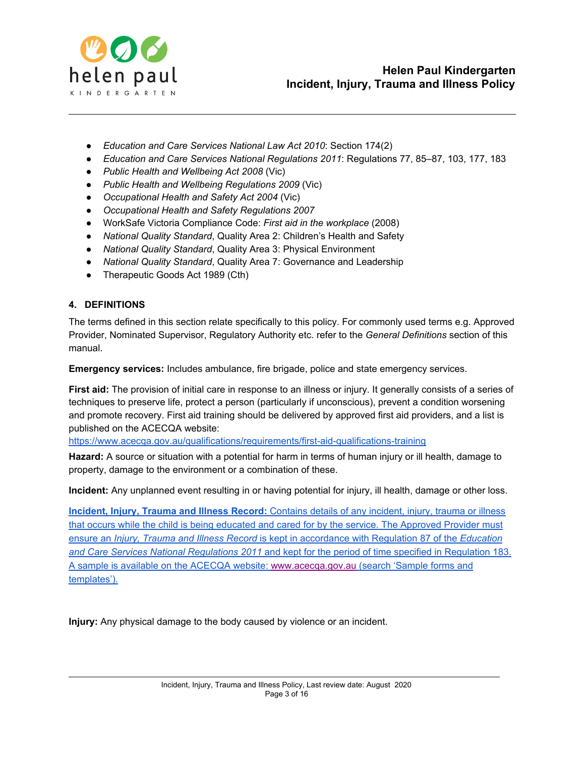- *Education and Care Services National Law Act 2010*: Section 174(2)
- *Education and Care Services National Regulations 2011*: Regulations 77, 85–87, 103, 177, 183
- *Public Health and Wellbeing Act 2008* (Vic)
- *Public Health and Wellbeing Regulations 2009* (Vic)
- *Occupational Health and Safety Act 2004* (Vic)
- *Occupational Health and Safety Regulations 2007*
- WorkSafe Victoria Compliance Code: *First aid in the workplace* (2008)
- *National Quality Standard*, Quality Area 2: Children's Health and Safety
- *National Quality Standard*, Quality Area 3: Physical Environment
- *National Quality Standard*, Quality Area 7: Governance and Leadership
- Therapeutic Goods Act 1989 (Cth)

## 4. DEFINITIONS

The terms defined in this section relate specifically to this policy. For commonly used terms e.g. Approved Provider, Nominated Supervisor, Regulatory Authority etc. refer to the *General Definitions* section of this manual.

**Emergency services:** Includes ambulance, fire brigade, police and state emergency services.

**First aid:** The provision of initial care in response to an illness or injury. It generally consists of a series of techniques to preserve life, protect a person (particularly if unconscious), prevent a condition worsening and promote recovery. First aid training should be delivered by approved first aid providers, and a list is published on the ACECQA website: https://www.acecqa.gov.au/qualifications/requirements/first-aid-qualifications-training

**Hazard:** A source or situation with a potential for harm in terms of human injury or ill health, damage to property, damage to the environment or a combination of these.

**Incident:** Any unplanned event resulting in or having potential for injury, ill health, damage or other loss.

**Incident, Injury, Trauma and Illness Record:** Contains details of any incident, injury, trauma or illness that occurs while the child is being educated and cared for by the service. The Approved Provider must ensure an *Injury, Trauma and Illness Record* is kept in accordance with Regulation 87 of the *Education and Care Services National Regulations 2011* and kept for the period of time specified in Regulation 183. A sample is available on the ACECQA website: www.acecqa.gov.au (search 'Sample forms and templates').

**Injury:** Any physical damage to the body caused by violence or an incident.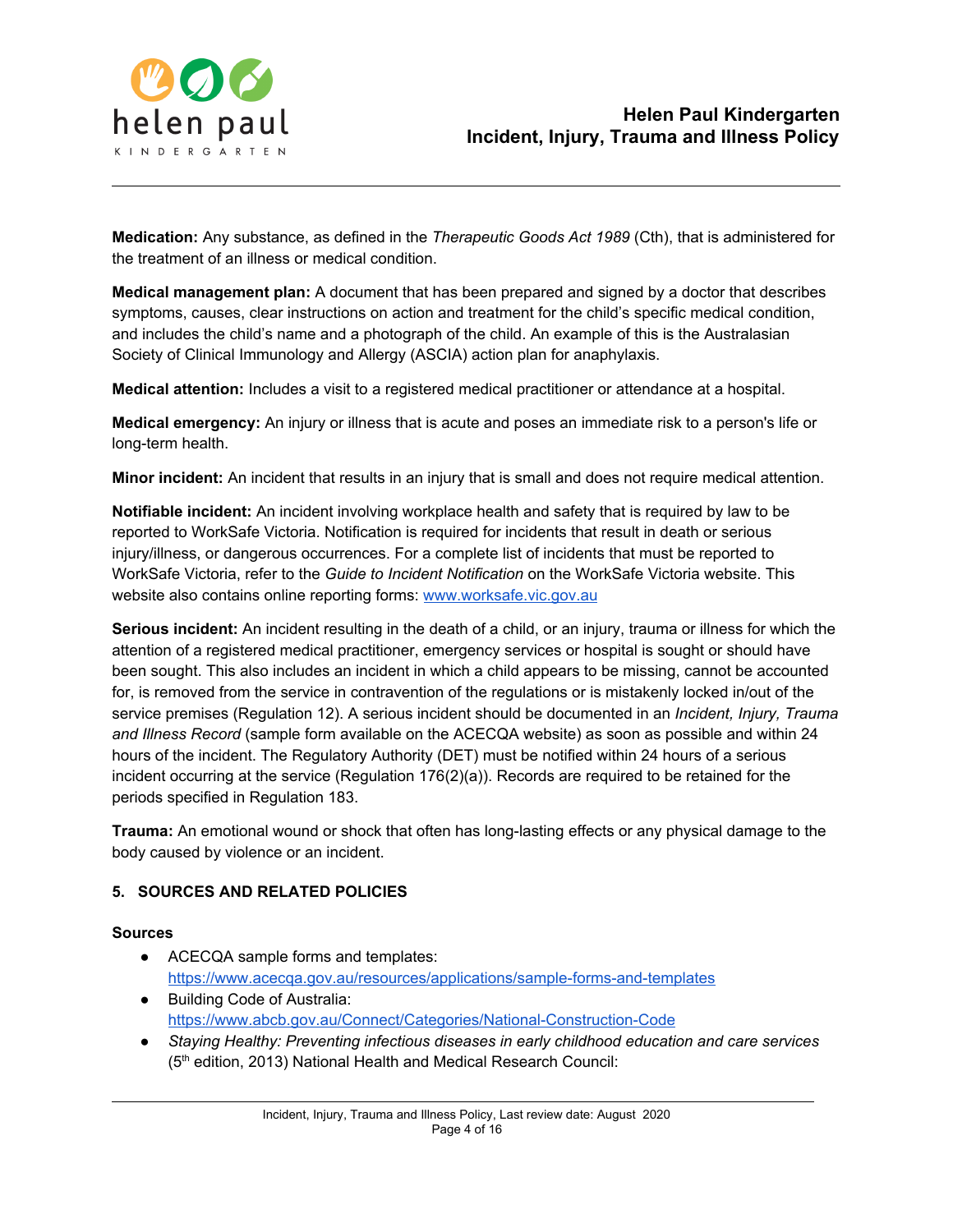**Medication:** Any substance, as defined in the *Therapeutic Goods Act 1989* (Cth), that is administered for the treatment of an illness or medical condition.

**Medical management plan:** A document that has been prepared and signed by a doctor that describes symptoms, causes, clear instructions on action and treatment for the child's specific medical condition, and includes the child's name and a photograph of the child. An example of this is the Australasian Society of Clinical Immunology and Allergy (ASCIA) action plan for anaphylaxis.

**Medical attention:** Includes a visit to a registered medical practitioner or attendance at a hospital.

**Medical emergency:** An injury or illness that is acute and poses an immediate risk to a person's life or long-term health.

**Minor incident:** An incident that results in an injury that is small and does not require medical attention.

**Notifiable incident:** An incident involving workplace health and safety that is required by law to be reported to WorkSafe Victoria. Notification is required for incidents that result in death or serious injury/illness, or dangerous occurrences. For a complete list of incidents that must be reported to WorkSafe Victoria, refer to the *Guide to Incident Notification* on the WorkSafe Victoria website. This website also contains online reporting forms: [www.worksafe.vic.gov.au](http://www.worksafe.vic.gov.au)

**Serious incident:** An incident resulting in the death of a child, or an injury, trauma or illness for which the attention of a registered medical practitioner, emergency services or hospital is sought or should have been sought. This also includes an incident in which a child appears to be missing, cannot be accounted for, is removed from the service in contravention of the regulations or is mistakenly locked in/out of the service premises (Regulation 12). A serious incident should be documented in an *Incident, Injury, Trauma and Illness Record* (sample form available on the ACECQA website) as soon as possible and within 24 hours of the incident. The Regulatory Authority (DET) must be notified within 24 hours of a serious incident occurring at the service (Regulation 176(2)(a)). Records are required to be retained for the periods specified in Regulation 183.

**Trauma:** An emotional wound or shock that often has long-lasting effects or any physical damage to the body caused by violence or an incident.

## 5. SOURCES AND RELATED POLICIES

### Sources

- ACECQA sample forms and templates: [https://www.acecqa.gov.au/resources/applications/sample-forms-and-templates](https://www.acecqa.gov.au/resources/applications/sample-forms-and-templates)
- Building Code of Australia: [https://www.abcb.gov.au/Connect/Categories/National-Construction-Code](https://www.abcb.gov.au/Connect/Categories/National-Construction-Code)
- *Staying Healthy: Preventing infectious diseases in early childhood education and care services* (5th edition, 2013) National Health and Medical Research Council: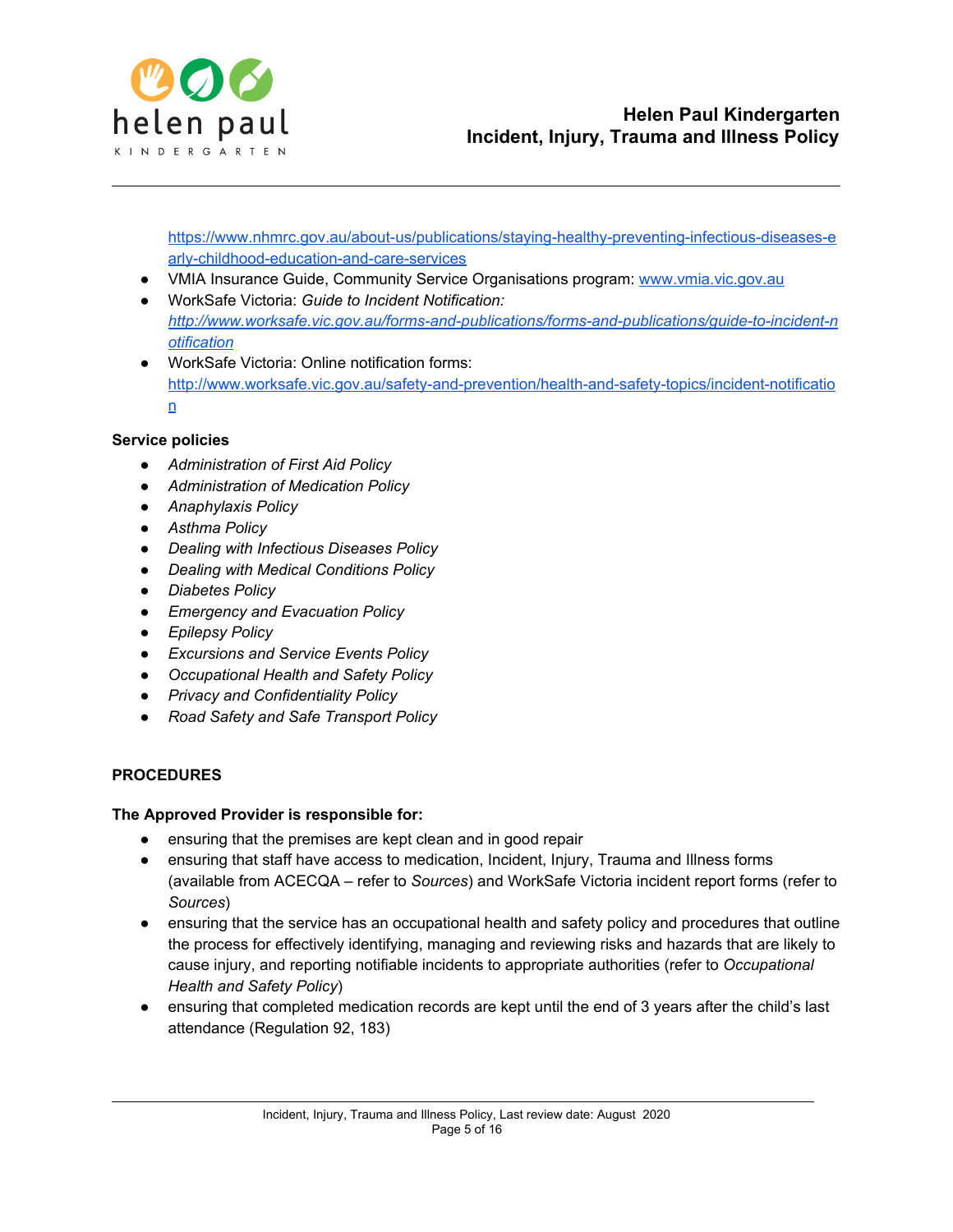https://www.nhmrc.gov.au/about-us/publications/staying-healthy-preventing-infectious-diseases-early-childhood-education-and-care-services

- VMIA Insurance Guide, Community Service Organisations program: www.vmia.vic.gov.au
- WorkSafe Victoria: *Guide to Incident Notification:* *http://www.worksafe.vic.gov.au/forms-and-publications/forms-and-publications/guide-to-incident-notification*
- WorkSafe Victoria: Online notification forms: http://www.worksafe.vic.gov.au/safety-and-prevention/health-and-safety-topics/incident-notification

**Service policies**

- *Administration of First Aid Policy*
- *Administration of Medication Policy*
- *Anaphylaxis Policy*
- *Asthma Policy*
- *Dealing with Infectious Diseases Policy*
- *Dealing with Medical Conditions Policy*
- *Diabetes Policy*
- *Emergency and Evacuation Policy*
- *Epilepsy Policy*
- *Excursions and Service Events Policy*
- *Occupational Health and Safety Policy*
- *Privacy and Confidentiality Policy*
- *Road Safety and Safe Transport Policy*

## PROCEDURES

**The Approved Provider is responsible for:**

- ensuring that the premises are kept clean and in good repair
- ensuring that staff have access to medication, Incident, Injury, Trauma and Illness forms (available from ACECQA – refer to *Sources*) and WorkSafe Victoria incident report forms (refer to *Sources*)
- ensuring that the service has an occupational health and safety policy and procedures that outline the process for effectively identifying, managing and reviewing risks and hazards that are likely to cause injury, and reporting notifiable incidents to appropriate authorities (refer to *Occupational Health and Safety Policy*)
- ensuring that completed medication records are kept until the end of 3 years after the child's last attendance (Regulation 92, 183)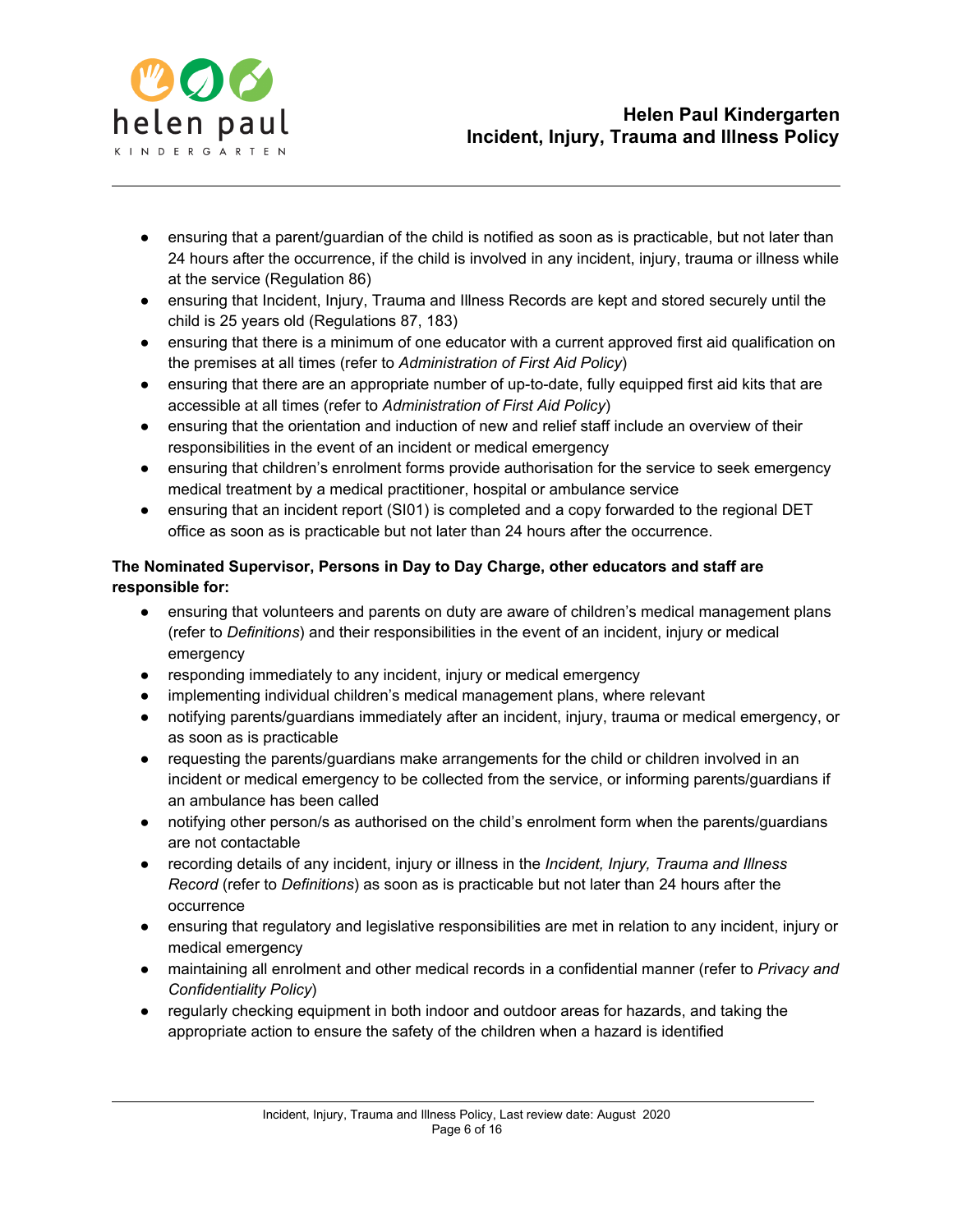- ensuring that a parent/guardian of the child is notified as soon as is practicable, but not later than 24 hours after the occurrence, if the child is involved in any incident, injury, trauma or illness while at the service (Regulation 86)
- ensuring that Incident, Injury, Trauma and Illness Records are kept and stored securely until the child is 25 years old (Regulations 87, 183)
- ensuring that there is a minimum of one educator with a current approved first aid qualification on the premises at all times (refer to *Administration of First Aid Policy*)
- ensuring that there are an appropriate number of up-to-date, fully equipped first aid kits that are accessible at all times (refer to *Administration of First Aid Policy*)
- ensuring that the orientation and induction of new and relief staff include an overview of their responsibilities in the event of an incident or medical emergency
- ensuring that children's enrolment forms provide authorisation for the service to seek emergency medical treatment by a medical practitioner, hospital or ambulance service
- ensuring that an incident report (SI01) is completed and a copy forwarded to the regional DET office as soon as is practicable but not later than 24 hours after the occurrence.

**The Nominated Supervisor, Persons in Day to Day Charge, other educators and staff are responsible for:**

- ensuring that volunteers and parents on duty are aware of children's medical management plans (refer to *Definitions*) and their responsibilities in the event of an incident, injury or medical emergency
- responding immediately to any incident, injury or medical emergency
- implementing individual children's medical management plans, where relevant
- notifying parents/guardians immediately after an incident, injury, trauma or medical emergency, or as soon as is practicable
- requesting the parents/guardians make arrangements for the child or children involved in an incident or medical emergency to be collected from the service, or informing parents/guardians if an ambulance has been called
- notifying other person/s as authorised on the child's enrolment form when the parents/guardians are not contactable
- recording details of any incident, injury or illness in the *Incident, Injury, Trauma and Illness Record* (refer to *Definitions*) as soon as is practicable but not later than 24 hours after the occurrence
- ensuring that regulatory and legislative responsibilities are met in relation to any incident, injury or medical emergency
- maintaining all enrolment and other medical records in a confidential manner (refer to *Privacy and Confidentiality Policy*)
- regularly checking equipment in both indoor and outdoor areas for hazards, and taking the appropriate action to ensure the safety of the children when a hazard is identified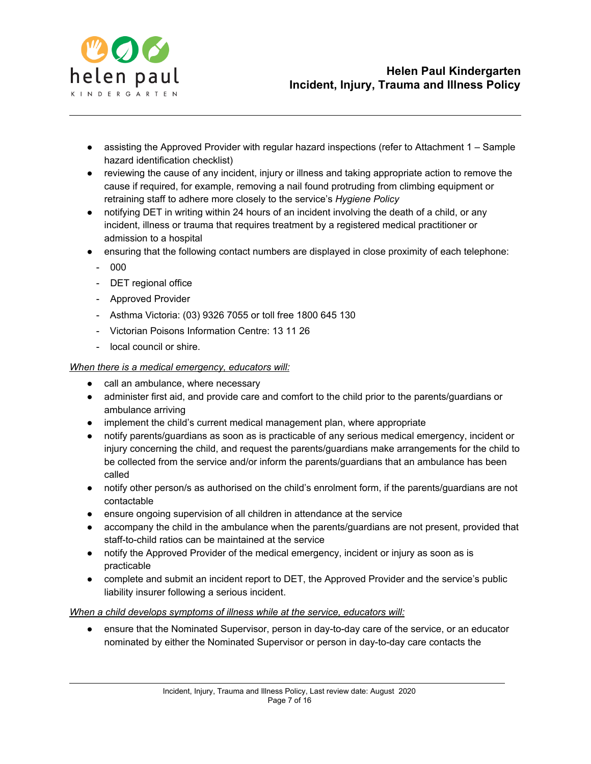- assisting the Approved Provider with regular hazard inspections (refer to Attachment 1 – Sample hazard identification checklist)
- reviewing the cause of any incident, injury or illness and taking appropriate action to remove the cause if required, for example, removing a nail found protruding from climbing equipment or retraining staff to adhere more closely to the service's *Hygiene Policy*
- notifying DET in writing within 24 hours of an incident involving the death of a child, or any incident, illness or trauma that requires treatment by a registered medical practitioner or admission to a hospital
- ensuring that the following contact numbers are displayed in close proximity of each telephone:
  - 000
  - DET regional office
  - Approved Provider
  - Asthma Victoria: (03) 9326 7055 or toll free 1800 645 130
  - Victorian Poisons Information Centre: 13 11 26
  - local council or shire.

*When there is a medical emergency, educators will:*

- call an ambulance, where necessary
- administer first aid, and provide care and comfort to the child prior to the parents/guardians or ambulance arriving
- implement the child's current medical management plan, where appropriate
- notify parents/guardians as soon as is practicable of any serious medical emergency, incident or injury concerning the child, and request the parents/guardians make arrangements for the child to be collected from the service and/or inform the parents/guardians that an ambulance has been called
- notify other person/s as authorised on the child's enrolment form, if the parents/guardians are not contactable
- ensure ongoing supervision of all children in attendance at the service
- accompany the child in the ambulance when the parents/guardians are not present, provided that staff-to-child ratios can be maintained at the service
- notify the Approved Provider of the medical emergency, incident or injury as soon as is practicable
- complete and submit an incident report to DET, the Approved Provider and the service's public liability insurer following a serious incident.

*When a child develops symptoms of illness while at the service, educators will:*

- ensure that the Nominated Supervisor, person in day-to-day care of the service, or an educator nominated by either the Nominated Supervisor or person in day-to-day care contacts the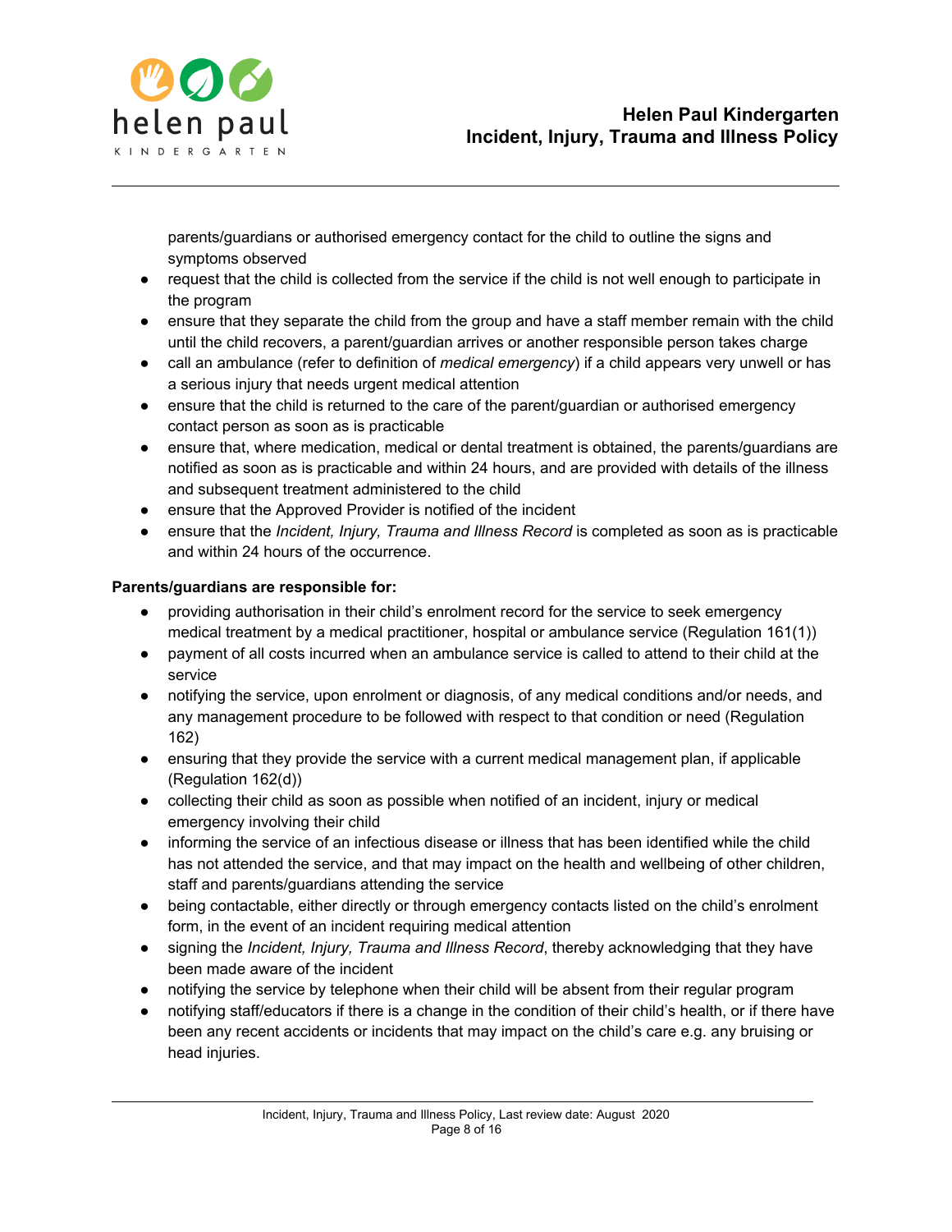parents/guardians or authorised emergency contact for the child to outline the signs and symptoms observed

- request that the child is collected from the service if the child is not well enough to participate in the program
- ensure that they separate the child from the group and have a staff member remain with the child until the child recovers, a parent/guardian arrives or another responsible person takes charge
- call an ambulance (refer to definition of *medical emergency*) if a child appears very unwell or has a serious injury that needs urgent medical attention
- ensure that the child is returned to the care of the parent/guardian or authorised emergency contact person as soon as is practicable
- ensure that, where medication, medical or dental treatment is obtained, the parents/guardians are notified as soon as is practicable and within 24 hours, and are provided with details of the illness and subsequent treatment administered to the child
- ensure that the Approved Provider is notified of the incident
- ensure that the *Incident, Injury, Trauma and Illness Record* is completed as soon as is practicable and within 24 hours of the occurrence.

**Parents/guardians are responsible for:**

- providing authorisation in their child's enrolment record for the service to seek emergency medical treatment by a medical practitioner, hospital or ambulance service (Regulation 161(1))
- payment of all costs incurred when an ambulance service is called to attend to their child at the service
- notifying the service, upon enrolment or diagnosis, of any medical conditions and/or needs, and any management procedure to be followed with respect to that condition or need (Regulation 162)
- ensuring that they provide the service with a current medical management plan, if applicable (Regulation 162(d))
- collecting their child as soon as possible when notified of an incident, injury or medical emergency involving their child
- informing the service of an infectious disease or illness that has been identified while the child has not attended the service, and that may impact on the health and wellbeing of other children, staff and parents/guardians attending the service
- being contactable, either directly or through emergency contacts listed on the child's enrolment form, in the event of an incident requiring medical attention
- signing the *Incident, Injury, Trauma and Illness Record*, thereby acknowledging that they have been made aware of the incident
- notifying the service by telephone when their child will be absent from their regular program
- notifying staff/educators if there is a change in the condition of their child's health, or if there have been any recent accidents or incidents that may impact on the child's care e.g. any bruising or head injuries.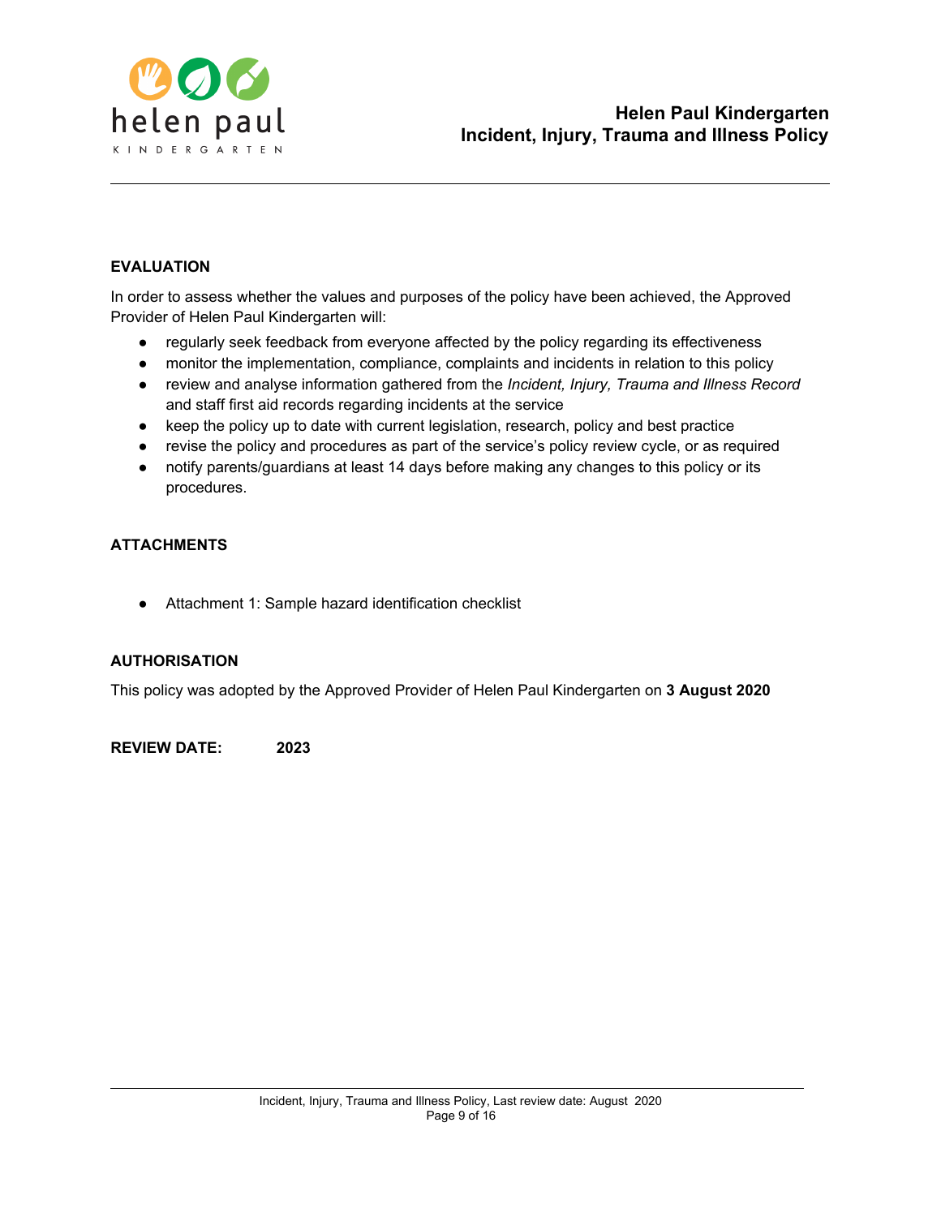## EVALUATION

In order to assess whether the values and purposes of the policy have been achieved, the Approved Provider of Helen Paul Kindergarten will:

- regularly seek feedback from everyone affected by the policy regarding its effectiveness
- monitor the implementation, compliance, complaints and incidents in relation to this policy
- review and analyse information gathered from the *Incident, Injury, Trauma and Illness Record* and staff first aid records regarding incidents at the service
- keep the policy up to date with current legislation, research, policy and best practice
- revise the policy and procedures as part of the service's policy review cycle, or as required
- notify parents/guardians at least 14 days before making any changes to this policy or its procedures.

## ATTACHMENTS

- Attachment 1: Sample hazard identification checklist

## AUTHORISATION

This policy was adopted by the Approved Provider of Helen Paul Kindergarten on **3 August 2020**

**REVIEW DATE: 2023**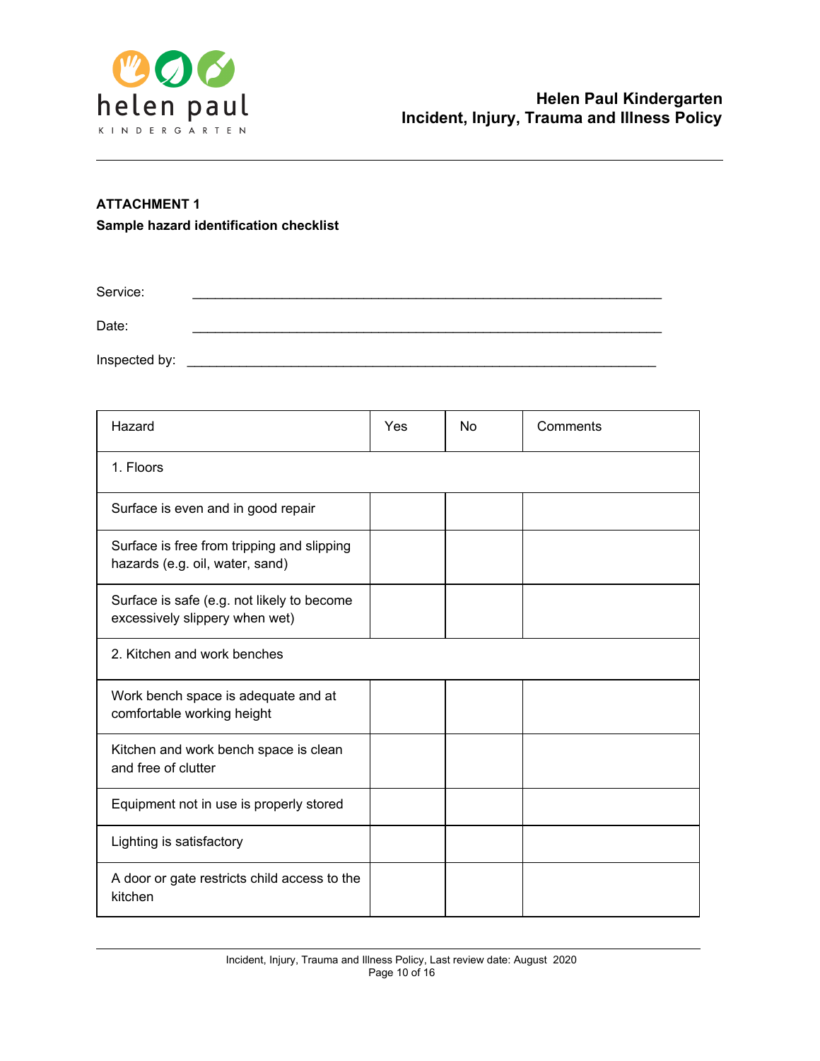**ATTACHMENT 1**

**Sample hazard identification checklist**

Service: ___________________________________________________________

Date: ___________________________________________________________

Inspected by: ___________________________________________________________

| Hazard | Yes | No | Comments |
|---|---|---|---|
| 1. Floors | | | |
| Surface is even and in good repair | | | |
| Surface is free from tripping and slipping hazards (e.g. oil, water, sand) | | | |
| Surface is safe (e.g. not likely to become excessively slippery when wet) | | | |
| 2. Kitchen and work benches | | | |
| Work bench space is adequate and at comfortable working height | | | |
| Kitchen and work bench space is clean and free of clutter | | | |
| Equipment not in use is properly stored | | | |
| Lighting is satisfactory | | | |
| A door or gate restricts child access to the kitchen | | | |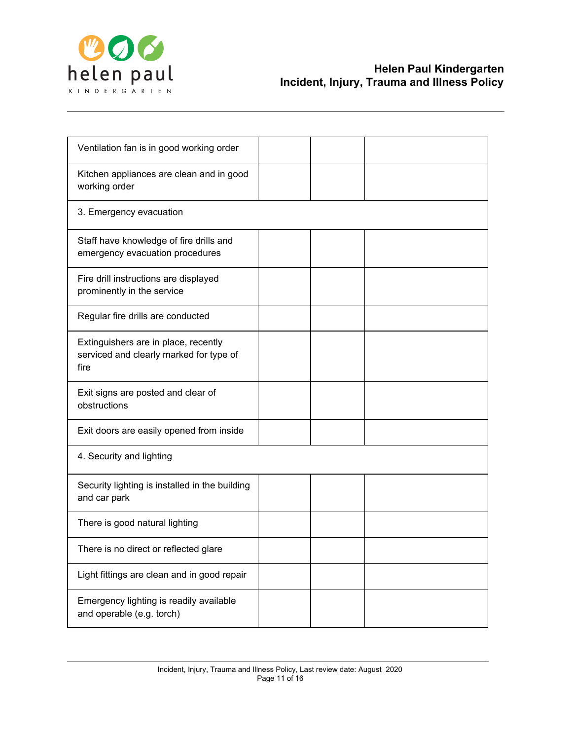| | | | |
|---|---|---|---|
| Ventilation fan is in good working order | | | |
| Kitchen appliances are clean and in good working order | | | |
| 3. Emergency evacuation | | | |
| Staff have knowledge of fire drills and emergency evacuation procedures | | | |
| Fire drill instructions are displayed prominently in the service | | | |
| Regular fire drills are conducted | | | |
| Extinguishers are in place, recently serviced and clearly marked for type of fire | | | |
| Exit signs are posted and clear of obstructions | | | |
| Exit doors are easily opened from inside | | | |
| 4. Security and lighting | | | |
| Security lighting is installed in the building and car park | | | |
| There is good natural lighting | | | |
| There is no direct or reflected glare | | | |
| Light fittings are clean and in good repair | | | |
| Emergency lighting is readily available and operable (e.g. torch) | | | |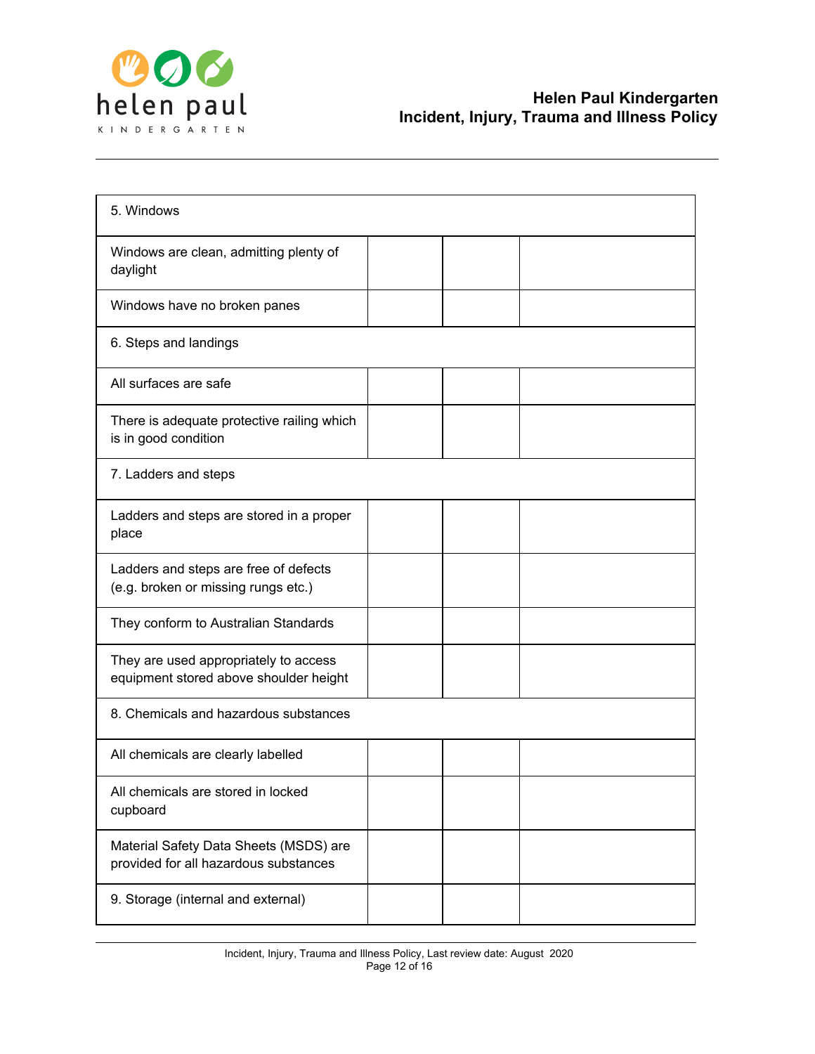| 5. Windows | | | |
|---|---|---|---|
| Windows are clean, admitting plenty of daylight | | | |
| Windows have no broken panes | | | |
| 6. Steps and landings | | | |
| All surfaces are safe | | | |
| There is adequate protective railing which is in good condition | | | |
| 7. Ladders and steps | | | |
| Ladders and steps are stored in a proper place | | | |
| Ladders and steps are free of defects (e.g. broken or missing rungs etc.) | | | |
| They conform to Australian Standards | | | |
| They are used appropriately to access equipment stored above shoulder height | | | |
| 8. Chemicals and hazardous substances | | | |
| All chemicals are clearly labelled | | | |
| All chemicals are stored in locked cupboard | | | |
| Material Safety Data Sheets (MSDS) are provided for all hazardous substances | | | |
| 9. Storage (internal and external) | | | |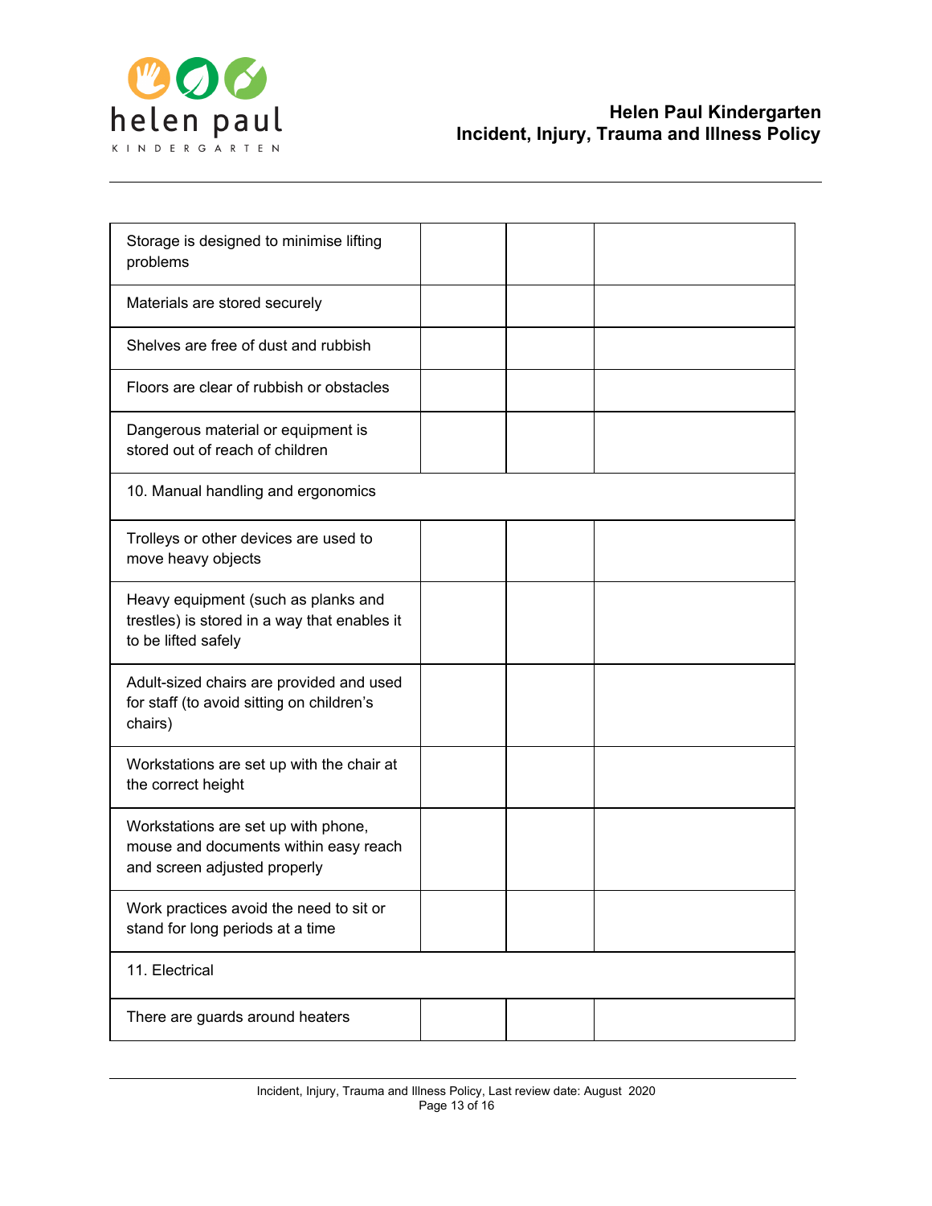| | | | |
|---|---|---|---|
| Storage is designed to minimise lifting problems | | | |
| Materials are stored securely | | | |
| Shelves are free of dust and rubbish | | | |
| Floors are clear of rubbish or obstacles | | | |
| Dangerous material or equipment is stored out of reach of children | | | |
| 10. Manual handling and ergonomics | | | |
| Trolleys or other devices are used to move heavy objects | | | |
| Heavy equipment (such as planks and trestles) is stored in a way that enables it to be lifted safely | | | |
| Adult-sized chairs are provided and used for staff (to avoid sitting on children's chairs) | | | |
| Workstations are set up with the chair at the correct height | | | |
| Workstations are set up with phone, mouse and documents within easy reach and screen adjusted properly | | | |
| Work practices avoid the need to sit or stand for long periods at a time | | | |
| 11. Electrical | | | |
| There are guards around heaters | | | |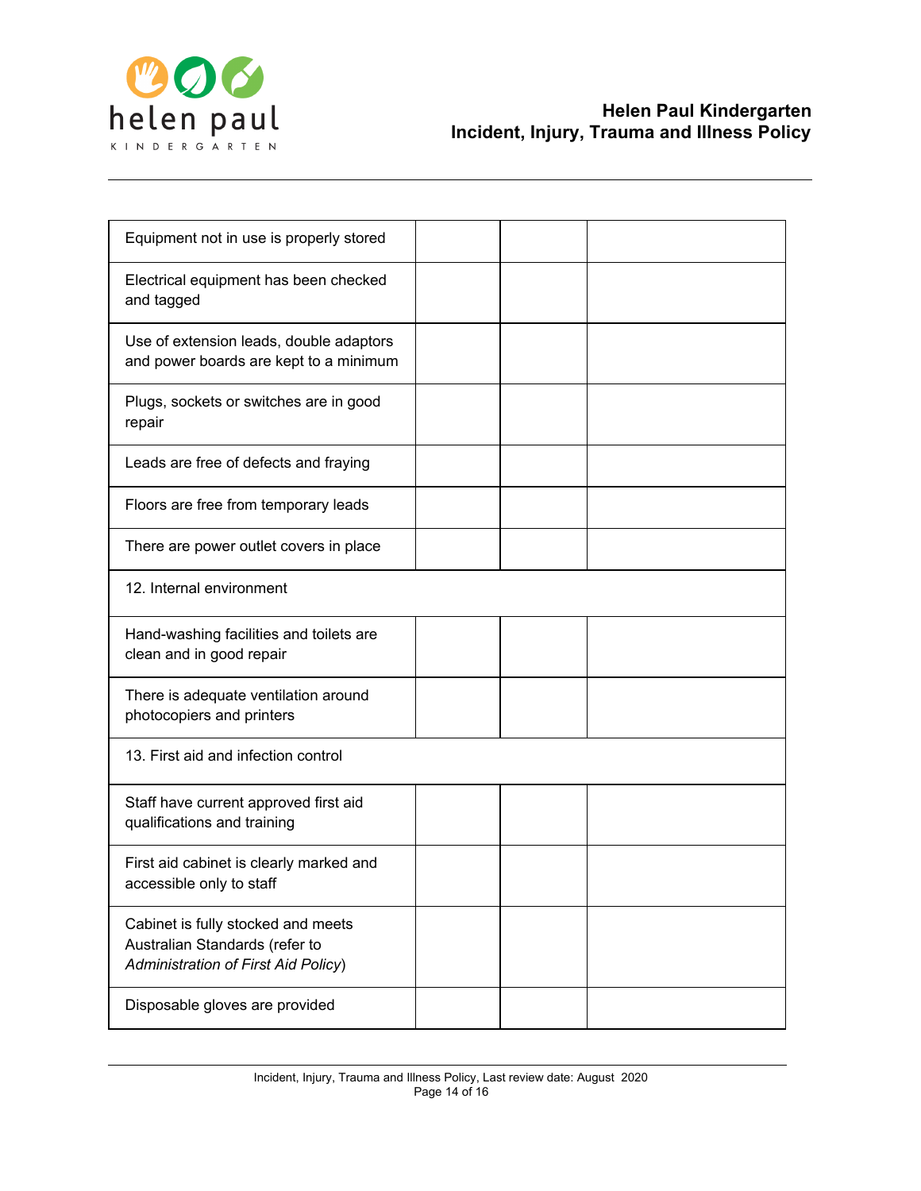| | | | |
|---|---|---|---|
| Equipment not in use is properly stored | | | |
| Electrical equipment has been checked and tagged | | | |
| Use of extension leads, double adaptors and power boards are kept to a minimum | | | |
| Plugs, sockets or switches are in good repair | | | |
| Leads are free of defects and fraying | | | |
| Floors are free from temporary leads | | | |
| There are power outlet covers in place | | | |
| 12. Internal environment | | | |
| Hand-washing facilities and toilets are clean and in good repair | | | |
| There is adequate ventilation around photocopiers and printers | | | |
| 13. First aid and infection control | | | |
| Staff have current approved first aid qualifications and training | | | |
| First aid cabinet is clearly marked and accessible only to staff | | | |
| Cabinet is fully stocked and meets Australian Standards (refer to *Administration of First Aid Policy*) | | | |
| Disposable gloves are provided | | | |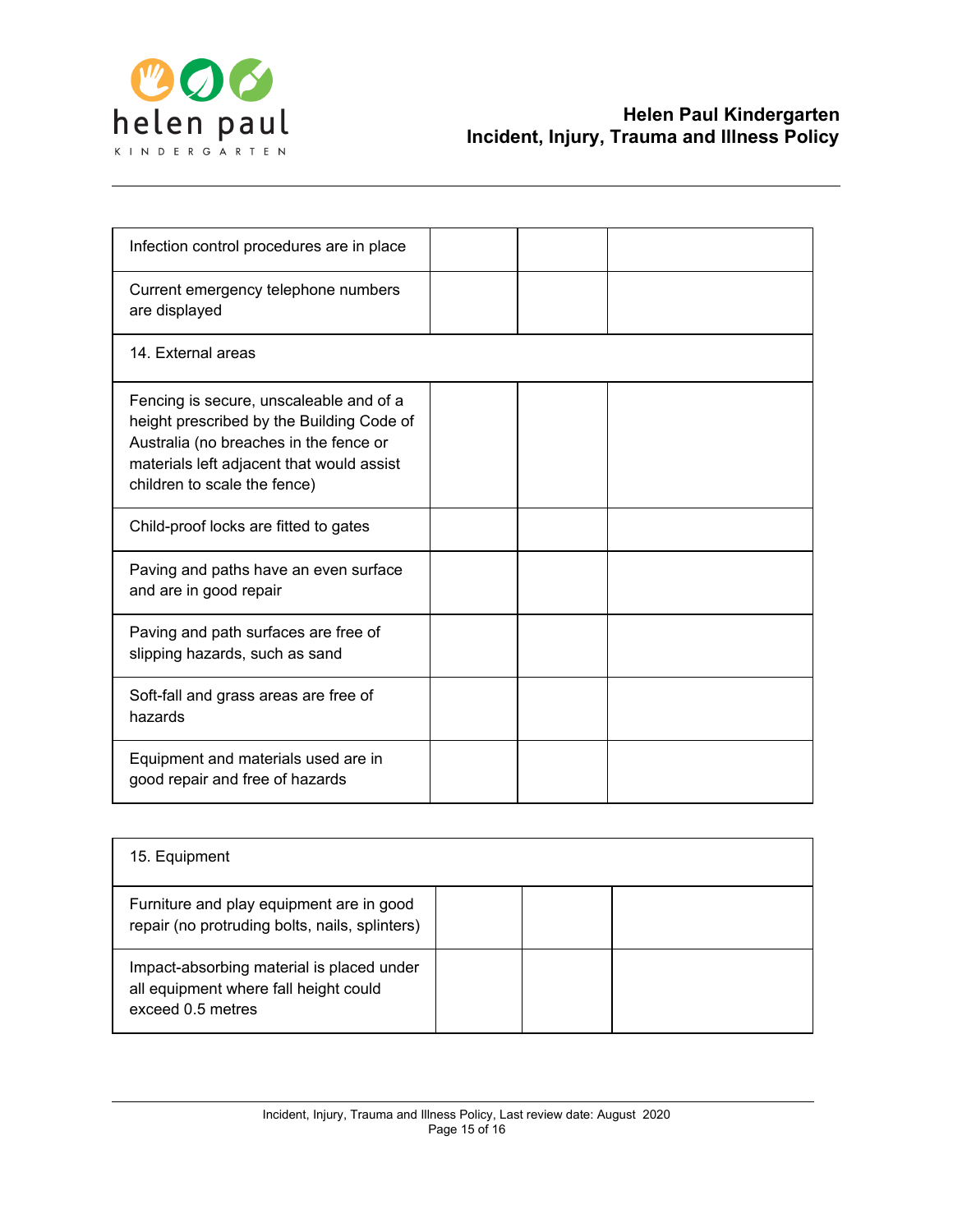| | | | |
|---|---|---|---|
| Infection control procedures are in place | | | |
| Current emergency telephone numbers are displayed | | | |
| 14. External areas | | | |
| Fencing is secure, unscaleable and of a height prescribed by the Building Code of Australia (no breaches in the fence or materials left adjacent that would assist children to scale the fence) | | | |
| Child-proof locks are fitted to gates | | | |
| Paving and paths have an even surface and are in good repair | | | |
| Paving and path surfaces are free of slipping hazards, such as sand | | | |
| Soft-fall and grass areas are free of hazards | | | |
| Equipment and materials used are in good repair and free of hazards | | | |

| | | | |
|---|---|---|---|
| 15. Equipment | | | |
| Furniture and play equipment are in good repair (no protruding bolts, nails, splinters) | | | |
| Impact-absorbing material is placed under all equipment where fall height could exceed 0.5 metres | | | |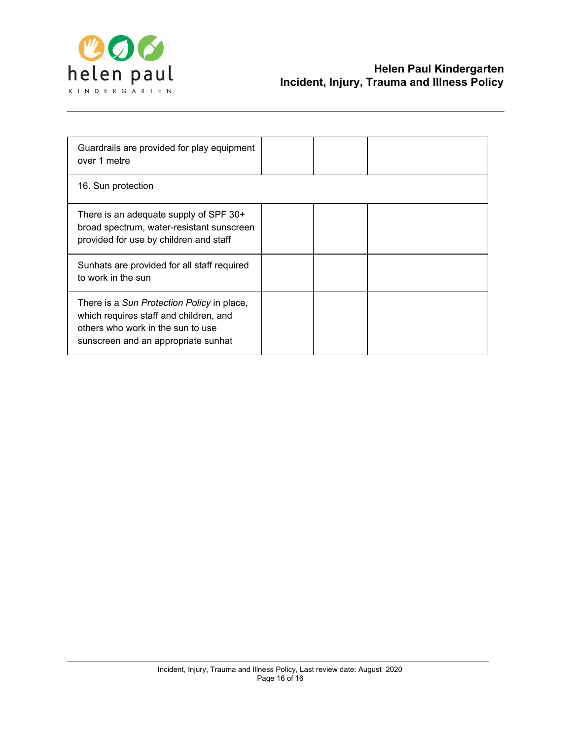| | | | |
|---|---|---|---|
| Guardrails are provided for play equipment over 1 metre | | | |
| 16. Sun protection | | | |
| There is an adequate supply of SPF 30+ broad spectrum, water-resistant sunscreen provided for use by children and staff | | | |
| Sunhats are provided for all staff required to work in the sun | | | |
| There is a *Sun Protection Policy* in place, which requires staff and children, and others who work in the sun to use sunscreen and an appropriate sunhat | | | |